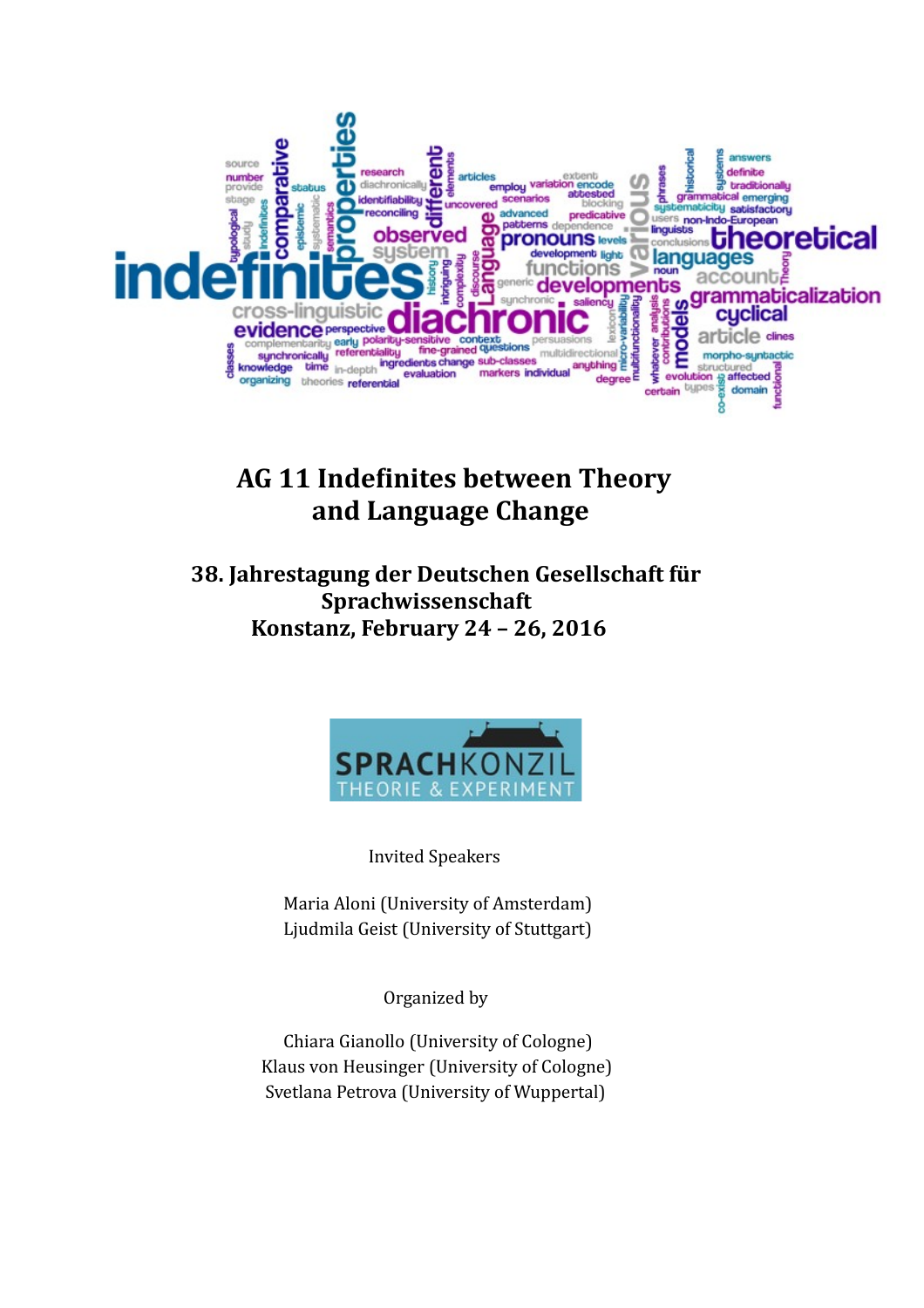# AG 11 Indefinites between Theory and Language Change

## 38. Jahrestagung der Deutschen Gesellschaft für Sprachwissenschaft
## Konstanz, February 24 – 26, 2016

SPRACHKONZIL
THEORIE & EXPERIMENT

Invited Speakers

Maria Aloni (University of Amsterdam)
Ljudmila Geist (University of Stuttgart)

Organized by

Chiara Gianollo (University of Cologne)
Klaus von Heusinger (University of Cologne)
Svetlana Petrova (University of Wuppertal)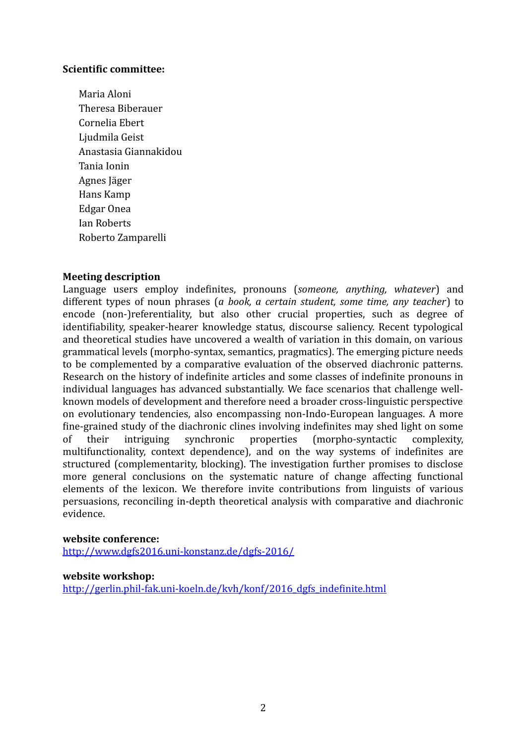**Scientific committee:**

Maria Aloni
Theresa Biberauer
Cornelia Ebert
Ljudmila Geist
Anastasia Giannakidou
Tania Ionin
Agnes Jäger
Hans Kamp
Edgar Onea
Ian Roberts
Roberto Zamparelli

**Meeting description**

Language users employ indefinites, pronouns (*someone, anything, whatever*) and different types of noun phrases (*a book, a certain student, some time, any teacher*) to encode (non-)referentiality, but also other crucial properties, such as degree of identifiability, speaker-hearer knowledge status, discourse saliency. Recent typological and theoretical studies have uncovered a wealth of variation in this domain, on various grammatical levels (morpho-syntax, semantics, pragmatics). The emerging picture needs to be complemented by a comparative evaluation of the observed diachronic patterns. Research on the history of indefinite articles and some classes of indefinite pronouns in individual languages has advanced substantially. We face scenarios that challenge well-known models of development and therefore need a broader cross-linguistic perspective on evolutionary tendencies, also encompassing non-Indo-European languages. A more fine-grained study of the diachronic clines involving indefinites may shed light on some of their intriguing synchronic properties (morpho-syntactic complexity, multifunctionality, context dependence), and on the way systems of indefinites are structured (complementarity, blocking). The investigation further promises to disclose more general conclusions on the systematic nature of change affecting functional elements of the lexicon. We therefore invite contributions from linguists of various persuasions, reconciling in-depth theoretical analysis with comparative and diachronic evidence.

**website conference:**
http://www.dgfs2016.uni-konstanz.de/dgfs-2016/

**website workshop:**
http://gerlin.phil-fak.uni-koeln.de/kvh/konf/2016_dgfs_indefinite.html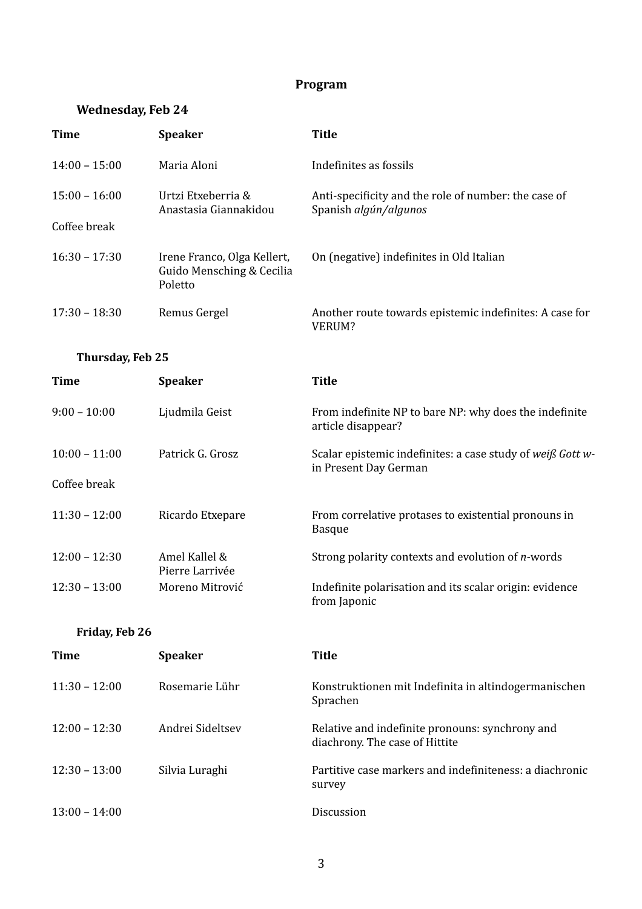# Program

## Wednesday, Feb 24

| Time | Speaker | Title |
|---|---|---|
| 14:00 – 15:00 | Maria Aloni | Indefinites as fossils |
| 15:00 – 16:00 | Urtzi Etxeberria & Anastasia Giannakidou | Anti-specificity and the role of number: the case of Spanish *algún/algunos* |
| Coffee break | | |
| 16:30 – 17:30 | Irene Franco, Olga Kellert, Guido Mensching & Cecilia Poletto | On (negative) indefinites in Old Italian |
| 17:30 – 18:30 | Remus Gergel | Another route towards epistemic indefinites: A case for VERUM? |

## Thursday, Feb 25

| Time | Speaker | Title |
|---|---|---|
| 9:00 – 10:00 | Ljudmila Geist | From indefinite NP to bare NP: why does the indefinite article disappear? |
| 10:00 – 11:00 | Patrick G. Grosz | Scalar epistemic indefinites: a case study of *weiß Gott w*-in Present Day German |
| Coffee break | | |
| 11:30 – 12:00 | Ricardo Etxepare | From correlative protases to existential pronouns in Basque |
| 12:00 – 12:30 | Amel Kallel & Pierre Larrivée | Strong polarity contexts and evolution of *n*-words |
| 12:30 – 13:00 | Moreno Mitrović | Indefinite polarisation and its scalar origin: evidence from Japonic |

## Friday, Feb 26

| Time | Speaker | Title |
|---|---|---|
| 11:30 – 12:00 | Rosemarie Lühr | Konstruktionen mit Indefinita in altindogermanischen Sprachen |
| 12:00 – 12:30 | Andrei Sideltsev | Relative and indefinite pronouns: synchrony and diachrony. The case of Hittite |
| 12:30 – 13:00 | Silvia Luraghi | Partitive case markers and indefiniteness: a diachronic survey |
| 13:00 – 14:00 | | Discussion |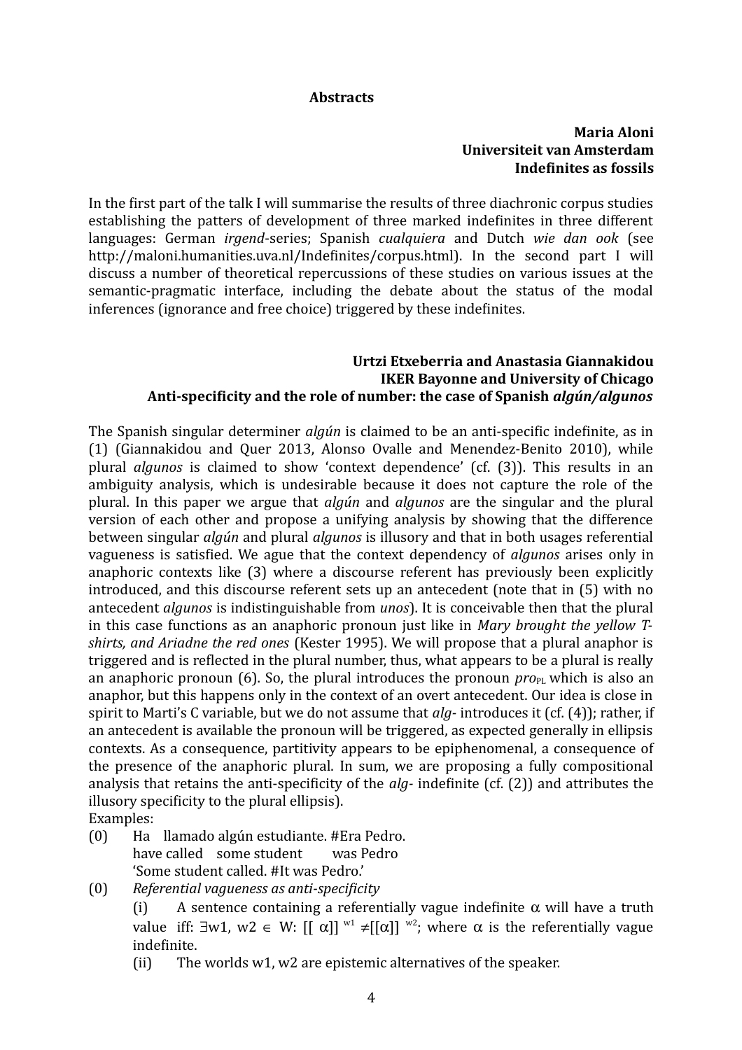**Abstracts**

**Maria Aloni**
**Universiteit van Amsterdam**
**Indefinites as fossils**

In the first part of the talk I will summarise the results of three diachronic corpus studies establishing the patters of development of three marked indefinites in three different languages: German *irgend*-series; Spanish *cualquiera* and Dutch *wie dan ook* (see http://maloni.humanities.uva.nl/Indefinites/corpus.html). In the second part I will discuss a number of theoretical repercussions of these studies on various issues at the semantic-pragmatic interface, including the debate about the status of the modal inferences (ignorance and free choice) triggered by these indefinites.

**Urtzi Etxeberria and Anastasia Giannakidou**
**IKER Bayonne and University of Chicago**
**Anti-specificity and the role of number: the case of Spanish *algún/algunos***

The Spanish singular determiner *algún* is claimed to be an anti-specific indefinite, as in (1) (Giannakidou and Quer 2013, Alonso Ovalle and Menendez-Benito 2010), while plural *algunos* is claimed to show 'context dependence' (cf. (3)). This results in an ambiguity analysis, which is undesirable because it does not capture the role of the plural. In this paper we argue that *algún* and *algunos* are the singular and the plural version of each other and propose a unifying analysis by showing that the difference between singular *algún* and plural *algunos* is illusory and that in both usages referential vagueness is satisfied. We ague that the context dependency of *algunos* arises only in anaphoric contexts like (3) where a discourse referent has previously been explicitly introduced, and this discourse referent sets up an antecedent (note that in (5) with no antecedent *algunos* is indistinguishable from *unos*). It is conceivable then that the plural in this case functions as an anaphoric pronoun just like in *Mary brought the yellow T-shirts, and Ariadne the red ones* (Kester 1995). We will propose that a plural anaphor is triggered and is reflected in the plural number, thus, what appears to be a plural is really an anaphoric pronoun (6). So, the plural introduces the pronoun $pro_{PL}$ which is also an anaphor, but this happens only in the context of an overt antecedent. Our idea is close in spirit to Marti's C variable, but we do not assume that *alg-* introduces it (cf. (4)); rather, if an antecedent is available the pronoun will be triggered, as expected generally in ellipsis contexts. As a consequence, partitivity appears to be epiphenomenal, a consequence of the presence of the anaphoric plural. In sum, we are proposing a fully compositional analysis that retains the anti-specificity of the *alg-* indefinite (cf. (2)) and attributes the illusory specificity to the plural ellipsis).

Examples:

(0) Ha llamado algún estudiante. #Era Pedro.
have called some student was Pedro
'Some student called. #It was Pedro.'

(0) *Referential vagueness as anti-specificity*

(i) A sentence containing a referentially vague indefinite $\alpha$ will have a truth value iff: $\exists w1, w2 \in W$: $[[\alpha]]^{w1} \neq [[\alpha]]^{w2}$; where $\alpha$ is the referentially vague indefinite.

(ii) The worlds w1, w2 are epistemic alternatives of the speaker.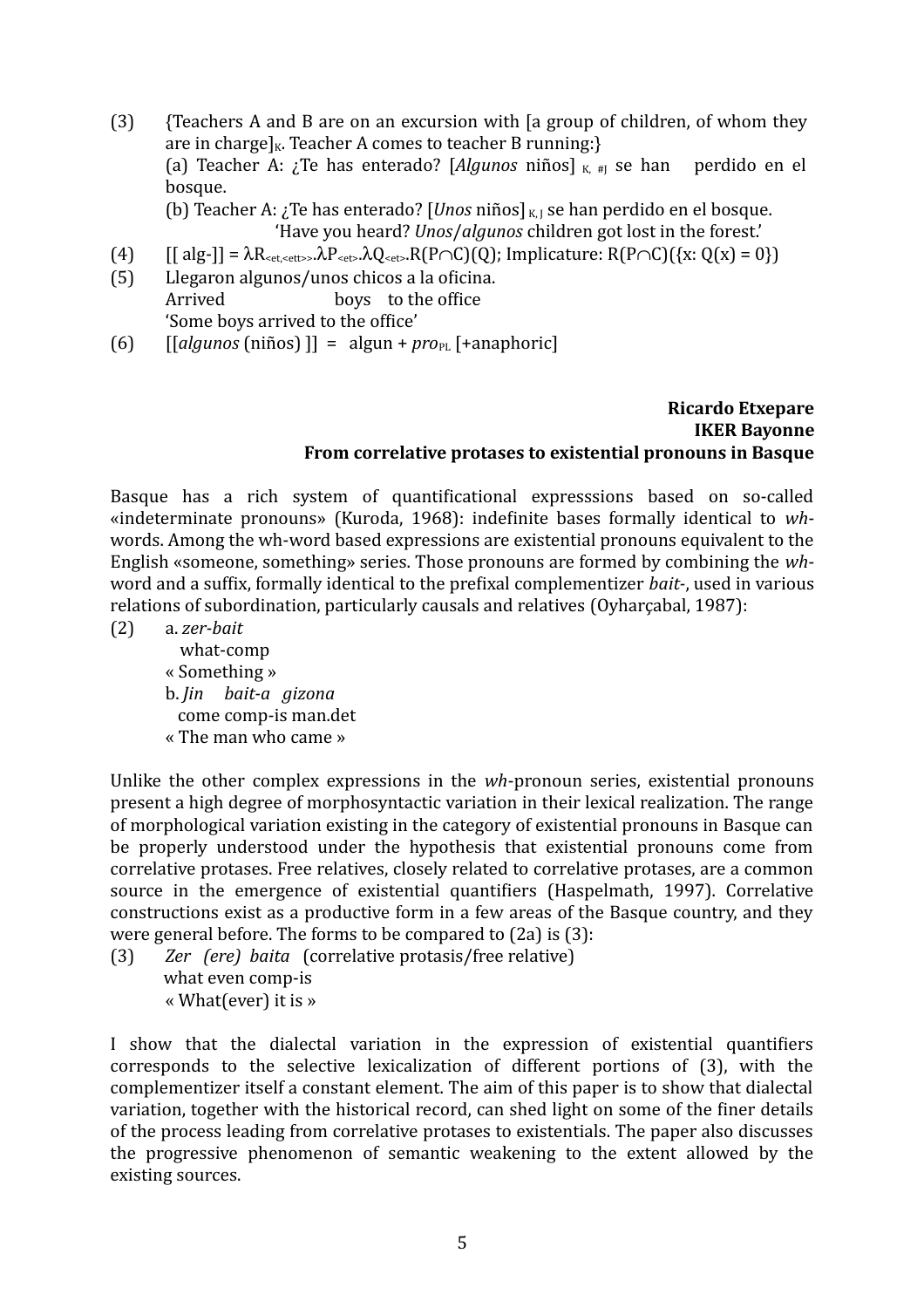(3) {Teachers A and B are on an excursion with [a group of children, of whom they are in charge]$_K$. Teacher A comes to teacher B running:}

(a) Teacher A: ¿Te has enterado? [*Algunos* niños] $_{K,\ \#J}$ se han perdido en el bosque.

(b) Teacher A: ¿Te has enterado? [*Unos* niños] $_{K,\ J}$ se han perdido en el bosque.

'Have you heard? *Unos*/*algunos* children got lost in the forest.'

(4) [[ alg-]] = $\lambda R_{<et,<ett>>}.\lambda P_{<et>}.\lambda Q_{<et>}.R(P\cap C)(Q)$; Implicature: $R(P\cap C)(\{x: Q(x) = 0\})$

(5) Llegaron algunos/unos chicos a la oficina.
Arrived boys to the office
'Some boys arrived to the office'

(6) [[*algunos* (niños) ]] = algun + *pro*$_{PL}$ [+anaphoric]

**Ricardo Etxepare**
**IKER Bayonne**
**From correlative protases to existential pronouns in Basque**

Basque has a rich system of quantificational expresssions based on so-called «indeterminate pronouns» (Kuroda, 1968): indefinite bases formally identical to *wh*-words. Among the wh-word based expressions are existential pronouns equivalent to the English «someone, something» series. Those pronouns are formed by combining the *wh*-word and a suffix, formally identical to the prefixal complementizer *bait-*, used in various relations of subordination, particularly causals and relatives (Oyharçabal, 1987):

(2) a. *zer-bait*
what-comp
« Something »

b. *Jin bait-a gizona*
come comp-is man.det
« The man who came »

Unlike the other complex expressions in the *wh*-pronoun series, existential pronouns present a high degree of morphosyntactic variation in their lexical realization. The range of morphological variation existing in the category of existential pronouns in Basque can be properly understood under the hypothesis that existential pronouns come from correlative protases. Free relatives, closely related to correlative protases, are a common source in the emergence of existential quantifiers (Haspelmath, 1997). Correlative constructions exist as a productive form in a few areas of the Basque country, and they were general before. The forms to be compared to (2a) is (3):

(3) *Zer (ere) baita* (correlative protasis/free relative)
what even comp-is
« What(ever) it is »

I show that the dialectal variation in the expression of existential quantifiers corresponds to the selective lexicalization of different portions of (3), with the complementizer itself a constant element. The aim of this paper is to show that dialectal variation, together with the historical record, can shed light on some of the finer details of the process leading from correlative protases to existentials. The paper also discusses the progressive phenomenon of semantic weakening to the extent allowed by the existing sources.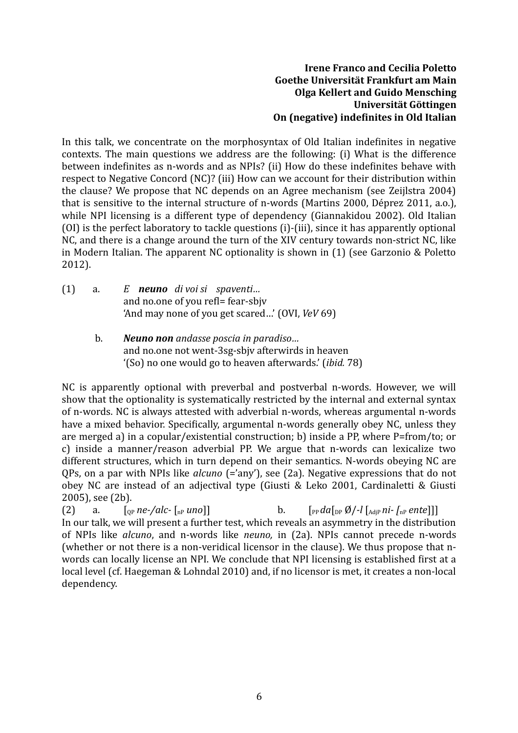**Irene Franco and Cecilia Poletto**
**Goethe Universität Frankfurt am Main**
**Olga Kellert and Guido Mensching**
**Universität Göttingen**
**On (negative) indefinites in Old Italian**

In this talk, we concentrate on the morphosyntax of Old Italian indefinites in negative contexts. The main questions we address are the following: (i) What is the difference between indefinites as n-words and as NPIs? (ii) How do these indefinites behave with respect to Negative Concord (NC)? (iii) How can we account for their distribution within the clause? We propose that NC depends on an Agree mechanism (see Zeijlstra 2004) that is sensitive to the internal structure of n-words (Martins 2000, Déprez 2011, a.o.), while NPI licensing is a different type of dependency (Giannakidou 2002). Old Italian (OI) is the perfect laboratory to tackle questions (i)-(iii), since it has apparently optional NC, and there is a change around the turn of the XIV century towards non-strict NC, like in Modern Italian. The apparent NC optionality is shown in (1) (see Garzonio & Poletto 2012).

(1) a. *E* ***neuno*** *di voi si spaventi…*
and no.one of you refl= fear-sbjv
'And may none of you get scared…' (OVI, *VeV* 69)

b. ***Neuno non*** *andasse poscia in paradiso…*
and no.one not went-3sg-sbjv afterwirds in heaven
'(So) no one would go to heaven afterwards.' (*ibid.* 78)

NC is apparently optional with preverbal and postverbal n-words. However, we will show that the optionality is systematically restricted by the internal and external syntax of n-words. NC is always attested with adverbial n-words, whereas argumental n-words have a mixed behavior. Specifically, argumental n-words generally obey NC, unless they are merged a) in a copular/existential construction; b) inside a PP, where P=from/to; or c) inside a manner/reason adverbial PP. We argue that n-words can lexicalize two different structures, which in turn depend on their semantics. N-words obeying NC are QPs, on a par with NPIs like *alcuno* (='any'), see (2a). Negative expressions that do not obey NC are instead of an adjectival type (Giusti & Leko 2001, Cardinaletti & Giusti 2005), see (2b).

(2) a. [$_{QP}$ *ne-/alc-* [$_{nP}$ *uno*]] b. [$_{PP}$ *da*[$_{DP}$ Ø/*-l* [$_{AdjP}$ *ni-* [$_{nP}$ *ente*]]]

In our talk, we will present a further test, which reveals an asymmetry in the distribution of NPIs like *alcuno*, and n-words like *neuno,* in (2a). NPIs cannot precede n-words (whether or not there is a non-veridical licensor in the clause). We thus propose that n-words can locally license an NPI. We conclude that NPI licensing is established first at a local level (cf. Haegeman & Lohndal 2010) and, if no licensor is met, it creates a non-local dependency.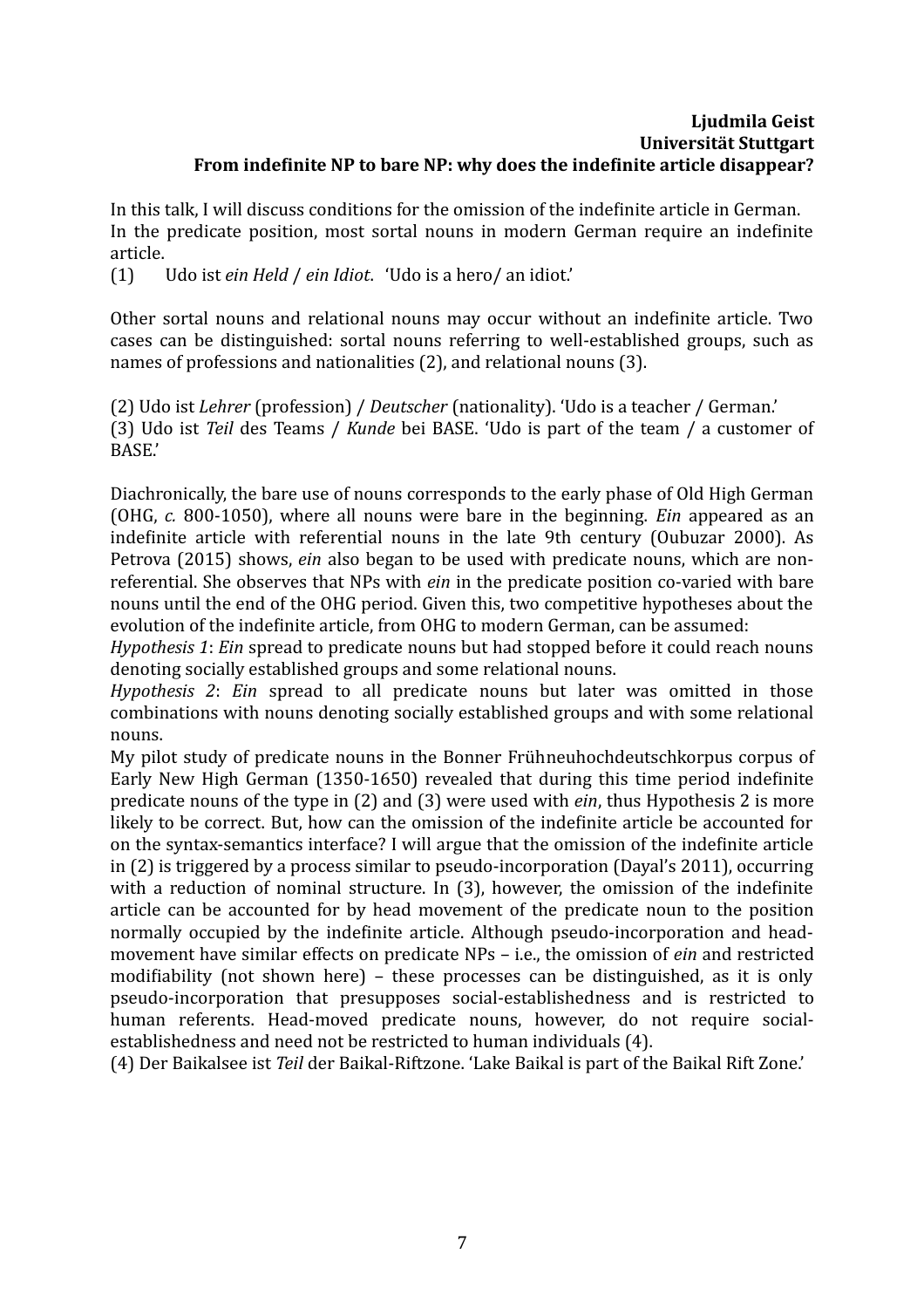**Ljudmila Geist**
**Universität Stuttgart**
**From indefinite NP to bare NP: why does the indefinite article disappear?**

In this talk, I will discuss conditions for the omission of the indefinite article in German. In the predicate position, most sortal nouns in modern German require an indefinite article.

(1) Udo ist *ein Held* / *ein Idiot*. 'Udo is a hero/ an idiot.'

Other sortal nouns and relational nouns may occur without an indefinite article. Two cases can be distinguished: sortal nouns referring to well-established groups, such as names of professions and nationalities (2), and relational nouns (3).

(2) Udo ist *Lehrer* (profession) / *Deutscher* (nationality). 'Udo is a teacher / German.'
(3) Udo ist *Teil* des Teams / *Kunde* bei BASE. 'Udo is part of the team / a customer of BASE.'

Diachronically, the bare use of nouns corresponds to the early phase of Old High German (OHG, *c.* 800-1050), where all nouns were bare in the beginning. *Ein* appeared as an indefinite article with referential nouns in the late 9th century (Oubuzar 2000). As Petrova (2015) shows, *ein* also began to be used with predicate nouns, which are non-referential. She observes that NPs with *ein* in the predicate position co-varied with bare nouns until the end of the OHG period. Given this, two competitive hypotheses about the evolution of the indefinite article, from OHG to modern German, can be assumed:
*Hypothesis 1*: *Ein* spread to predicate nouns but had stopped before it could reach nouns denoting socially established groups and some relational nouns.
*Hypothesis 2*: *Ein* spread to all predicate nouns but later was omitted in those combinations with nouns denoting socially established groups and with some relational nouns.
My pilot study of predicate nouns in the Bonner Frühneuhochdeutschkorpus corpus of Early New High German (1350-1650) revealed that during this time period indefinite predicate nouns of the type in (2) and (3) were used with *ein*, thus Hypothesis 2 is more likely to be correct. But, how can the omission of the indefinite article be accounted for on the syntax-semantics interface? I will argue that the omission of the indefinite article in (2) is triggered by a process similar to pseudo-incorporation (Dayal's 2011), occurring with a reduction of nominal structure. In (3), however, the omission of the indefinite article can be accounted for by head movement of the predicate noun to the position normally occupied by the indefinite article. Although pseudo-incorporation and head-movement have similar effects on predicate NPs – i.e., the omission of *ein* and restricted modifiability (not shown here) – these processes can be distinguished, as it is only pseudo-incorporation that presupposes social-establishedness and is restricted to human referents. Head-moved predicate nouns, however, do not require social-establishedness and need not be restricted to human individuals (4).
(4) Der Baikalsee ist *Teil* der Baikal-Riftzone. 'Lake Baikal is part of the Baikal Rift Zone.'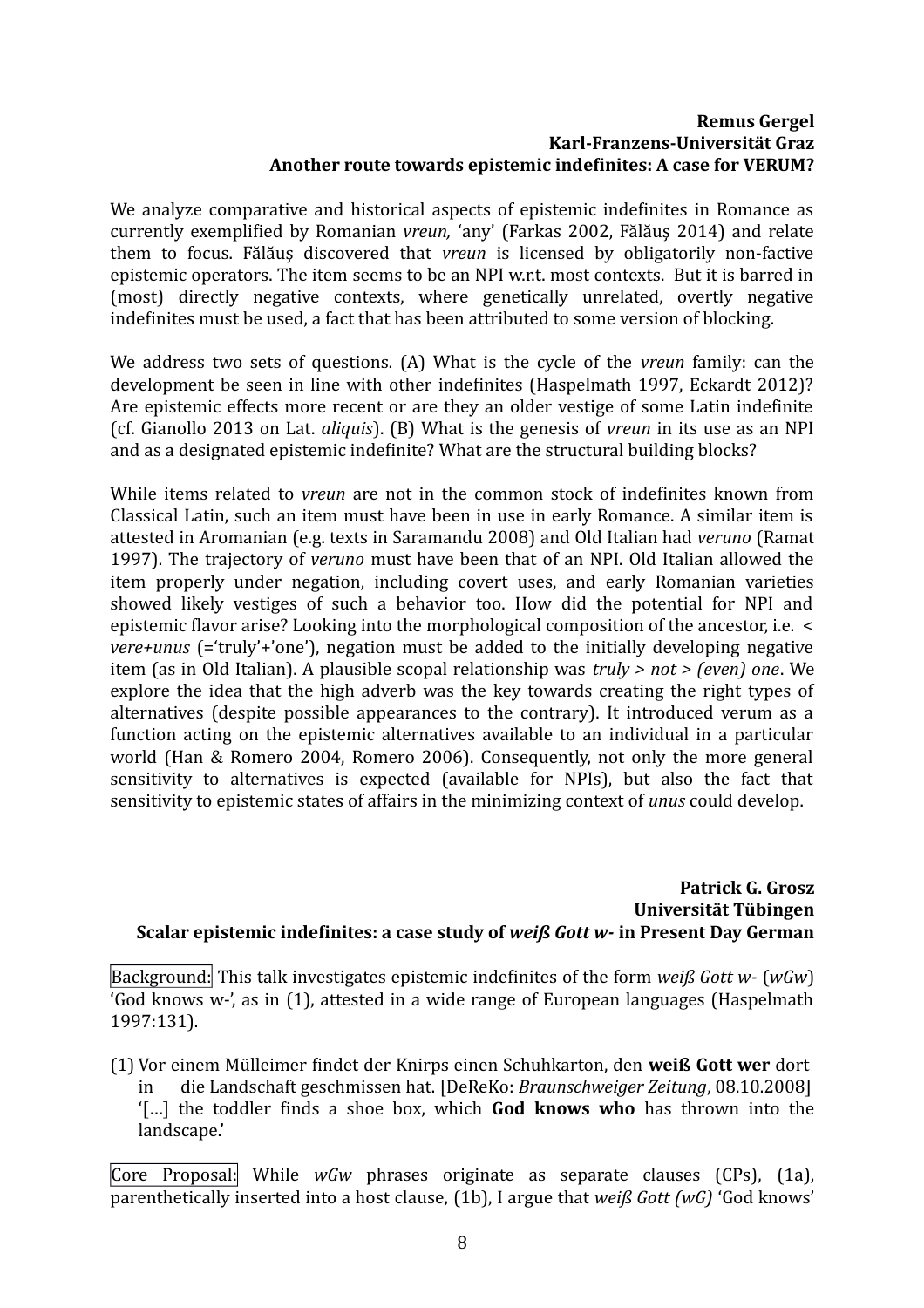**Remus Gergel**
**Karl-Franzens-Universität Graz**
**Another route towards epistemic indefinites: A case for VERUM?**

We analyze comparative and historical aspects of epistemic indefinites in Romance as currently exemplified by Romanian *vreun,* 'any' (Farkas 2002, Fălăuş 2014) and relate them to focus. Fălăuş discovered that *vreun* is licensed by obligatorily non-factive epistemic operators. The item seems to be an NPI w.r.t. most contexts. But it is barred in (most) directly negative contexts, where genetically unrelated, overtly negative indefinites must be used, a fact that has been attributed to some version of blocking.

We address two sets of questions. (A) What is the cycle of the *vreun* family: can the development be seen in line with other indefinites (Haspelmath 1997, Eckardt 2012)? Are epistemic effects more recent or are they an older vestige of some Latin indefinite (cf. Gianollo 2013 on Lat. *aliquis*). (B) What is the genesis of *vreun* in its use as an NPI and as a designated epistemic indefinite? What are the structural building blocks?

While items related to *vreun* are not in the common stock of indefinites known from Classical Latin, such an item must have been in use in early Romance. A similar item is attested in Aromanian (e.g. texts in Saramandu 2008) and Old Italian had *veruno* (Ramat 1997). The trajectory of *veruno* must have been that of an NPI. Old Italian allowed the item properly under negation, including covert uses, and early Romanian varieties showed likely vestiges of such a behavior too. How did the potential for NPI and epistemic flavor arise? Looking into the morphological composition of the ancestor, i.e. < *vere+unus* (='truly'+'one'), negation must be added to the initially developing negative item (as in Old Italian). A plausible scopal relationship was *truly > not > (even) one*. We explore the idea that the high adverb was the key towards creating the right types of alternatives (despite possible appearances to the contrary). It introduced verum as a function acting on the epistemic alternatives available to an individual in a particular world (Han & Romero 2004, Romero 2006). Consequently, not only the more general sensitivity to alternatives is expected (available for NPIs), but also the fact that sensitivity to epistemic states of affairs in the minimizing context of *unus* could develop.

**Patrick G. Grosz**
**Universität Tübingen**
**Scalar epistemic indefinites: a case study of *weiß Gott w-* in Present Day German**

Background: This talk investigates epistemic indefinites of the form *weiß Gott w-* (*wGw*) 'God knows w-', as in (1), attested in a wide range of European languages (Haspelmath 1997:131).

(1) Vor einem Mülleimer findet der Knirps einen Schuhkarton, den **weiß Gott wer** dort in die Landschaft geschmissen hat. [DeReKo: *Braunschweiger Zeitung*, 08.10.2008]
'[…] the toddler finds a shoe box, which **God knows who** has thrown into the landscape.'

Core Proposal: While *wGw* phrases originate as separate clauses (CPs), (1a), parenthetically inserted into a host clause, (1b), I argue that *weiß Gott (wG)* 'God knows'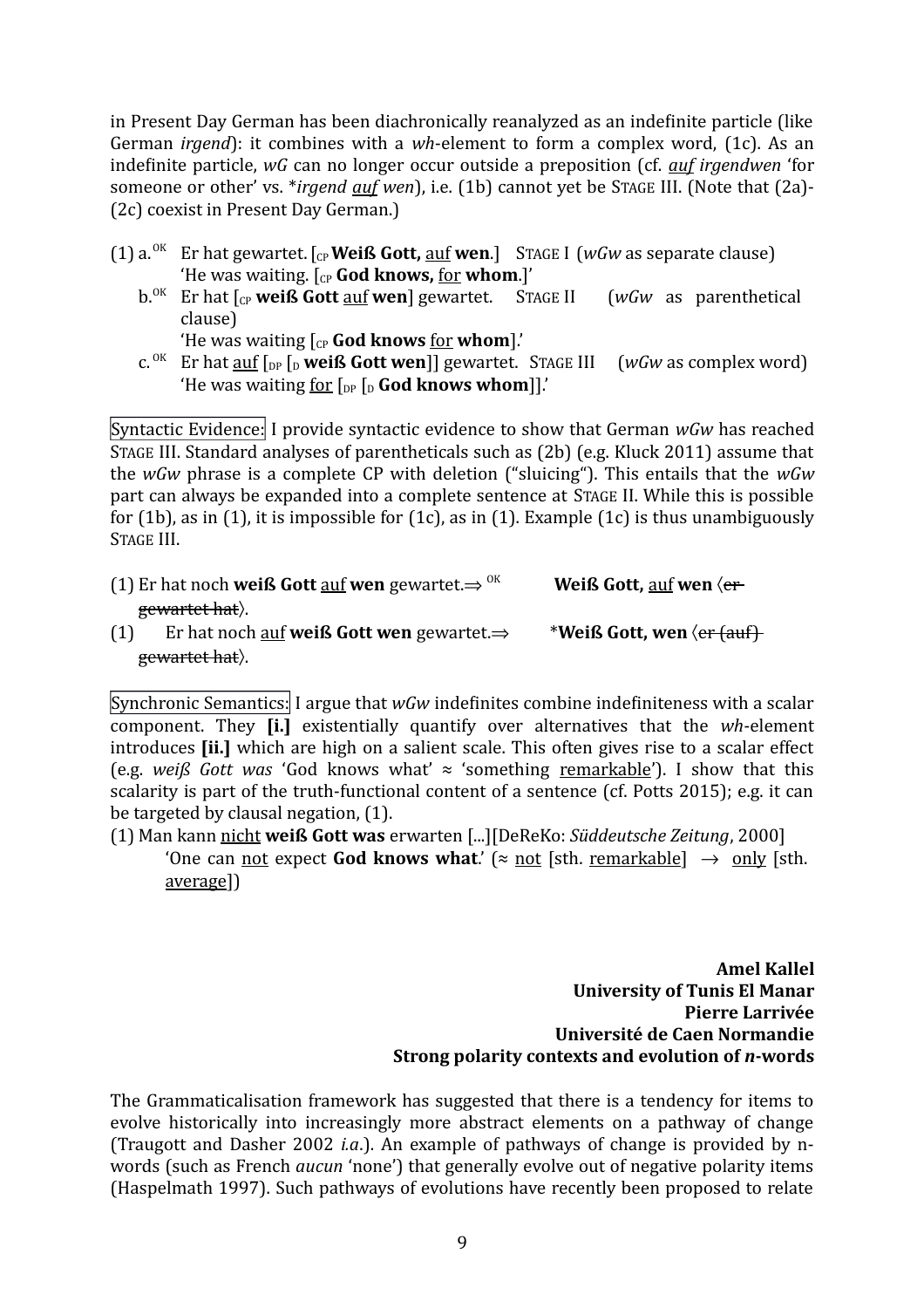in Present Day German has been diachronically reanalyzed as an indefinite particle (like German *irgend*): it combines with a *wh*-element to form a complex word, (1c). As an indefinite particle, *wG* can no longer occur outside a preposition (cf. *<u>auf</u> irgendwen* 'for someone or other' vs. \**irgend <u>auf</u> wen*), i.e. (1b) cannot yet be STAGE III. (Note that (2a)-(2c) coexist in Present Day German.)

(1) a.[OK] Er hat gewartet. [$_{CP}$ **Weiß Gott,** <u>auf</u> **wen**.] STAGE I (*wGw* as separate clause)
'He was waiting. [$_{CP}$ **God knows,** <u>for</u> **whom**.]'

b.[OK] Er hat [$_{CP}$ **weiß Gott** <u>auf</u> **wen**] gewartet. STAGE II (*wGw* as parenthetical clause)
'He was waiting [$_{CP}$ **God knows** <u>for</u> **whom**].'

c.[OK] Er hat <u>auf</u> [$_{DP}$ [$_{D}$ **weiß Gott wen**]] gewartet. STAGE III (*wGw* as complex word)
'He was waiting <u>for</u> [$_{DP}$ [$_{D}$ **God knows whom**]].'

Syntactic Evidence: I provide syntactic evidence to show that German *wGw* has reached STAGE III. Standard analyses of parentheticals such as (2b) (e.g. Kluck 2011) assume that the *wGw* phrase is a complete CP with deletion ("sluicing"). This entails that the *wGw* part can always be expanded into a complete sentence at STAGE II. While this is possible for (1b), as in (1), it is impossible for (1c), as in (1). Example (1c) is thus unambiguously STAGE III.

(1) Er hat noch **weiß Gott** <u>auf</u> **wen** gewartet.⇒ [OK] **Weiß Gott,** <u>auf</u> **wen** ⟨~~er gewartet hat~~⟩.

(1) Er hat noch <u>auf</u> **weiß Gott wen** gewartet.⇒ \***Weiß Gott, wen** ⟨~~er (auf) gewartet hat~~⟩.

Synchronic Semantics: I argue that *wGw* indefinites combine indefiniteness with a scalar component. They **[i.]** existentially quantify over alternatives that the *wh*-element introduces **[ii.]** which are high on a salient scale. This often gives rise to a scalar effect (e.g. *weiß Gott was* 'God knows what' ≈ 'something <u>remarkable</u>'). I show that this scalarity is part of the truth-functional content of a sentence (cf. Potts 2015); e.g. it can be targeted by clausal negation, (1).

(1) Man kann <u>nicht</u> **weiß Gott was** erwarten [...][DeReKo: *Süddeutsche Zeitung*, 2000]
'One can <u>not</u> expect **God knows what**.' (≈ <u>not</u> [sth. <u>remarkable</u>] → <u>only</u> [sth. <u>average</u>])

**Amel Kallel**
**University of Tunis El Manar**
**Pierre Larrivée**
**Université de Caen Normandie**
**Strong polarity contexts and evolution of *n*-words**

The Grammaticalisation framework has suggested that there is a tendency for items to evolve historically into increasingly more abstract elements on a pathway of change (Traugott and Dasher 2002 *i.a.*). An example of pathways of change is provided by n-words (such as French *aucun* 'none') that generally evolve out of negative polarity items (Haspelmath 1997). Such pathways of evolutions have recently been proposed to relate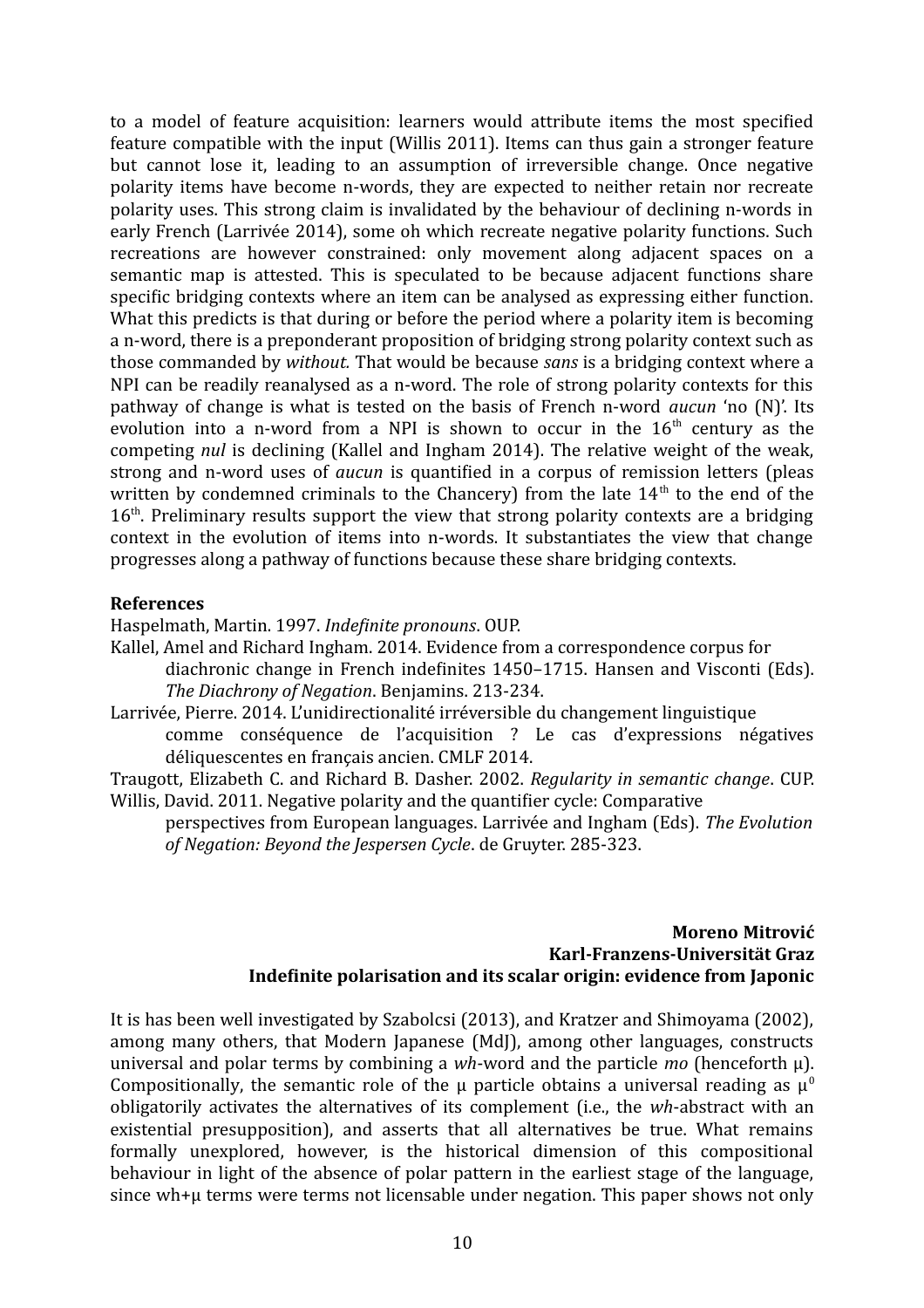to a model of feature acquisition: learners would attribute items the most specified feature compatible with the input (Willis 2011). Items can thus gain a stronger feature but cannot lose it, leading to an assumption of irreversible change. Once negative polarity items have become n-words, they are expected to neither retain nor recreate polarity uses. This strong claim is invalidated by the behaviour of declining n-words in early French (Larrivée 2014), some oh which recreate negative polarity functions. Such recreations are however constrained: only movement along adjacent spaces on a semantic map is attested. This is speculated to be because adjacent functions share specific bridging contexts where an item can be analysed as expressing either function. What this predicts is that during or before the period where a polarity item is becoming a n-word, there is a preponderant proposition of bridging strong polarity context such as those commanded by *without.* That would be because *sans* is a bridging context where a NPI can be readily reanalysed as a n-word. The role of strong polarity contexts for this pathway of change is what is tested on the basis of French n-word *aucun* 'no (N)'. Its evolution into a n-word from a NPI is shown to occur in the $16^{th}$ century as the competing *nul* is declining (Kallel and Ingham 2014). The relative weight of the weak, strong and n-word uses of *aucun* is quantified in a corpus of remission letters (pleas written by condemned criminals to the Chancery) from the late $14^{th}$ to the end of the $16^{th}$. Preliminary results support the view that strong polarity contexts are a bridging context in the evolution of items into n-words. It substantiates the view that change progresses along a pathway of functions because these share bridging contexts.

**References**

Haspelmath, Martin. 1997. *Indefinite pronouns*. OUP.

Kallel, Amel and Richard Ingham. 2014. Evidence from a correspondence corpus for diachronic change in French indefinites 1450–1715. Hansen and Visconti (Eds). *The Diachrony of Negation*. Benjamins. 213-234.

Larrivée, Pierre. 2014. L'unidirectionalité irréversible du changement linguistique comme conséquence de l'acquisition ? Le cas d'expressions négatives déliquescentes en français ancien. CMLF 2014.

Traugott, Elizabeth C. and Richard B. Dasher. 2002. *Regularity in semantic change*. CUP.

Willis, David. 2011. Negative polarity and the quantifier cycle: Comparative perspectives from European languages. Larrivée and Ingham (Eds). *The Evolution of Negation: Beyond the Jespersen Cycle*. de Gruyter. 285-323.

**Moreno Mitrović**
**Karl-Franzens-Universität Graz**
**Indefinite polarisation and its scalar origin: evidence from Japonic**

It is has been well investigated by Szabolcsi (2013), and Kratzer and Shimoyama (2002), among many others, that Modern Japanese (MdJ), among other languages, constructs universal and polar terms by combining a *wh*-word and the particle *mo* (henceforth μ). Compositionally, the semantic role of the μ particle obtains a universal reading as $\mu^0$ obligatorily activates the alternatives of its complement (i.e., the *wh*-abstract with an existential presupposition), and asserts that all alternatives be true. What remains formally unexplored, however, is the historical dimension of this compositional behaviour in light of the absence of polar pattern in the earliest stage of the language, since wh+μ terms were terms not licensable under negation. This paper shows not only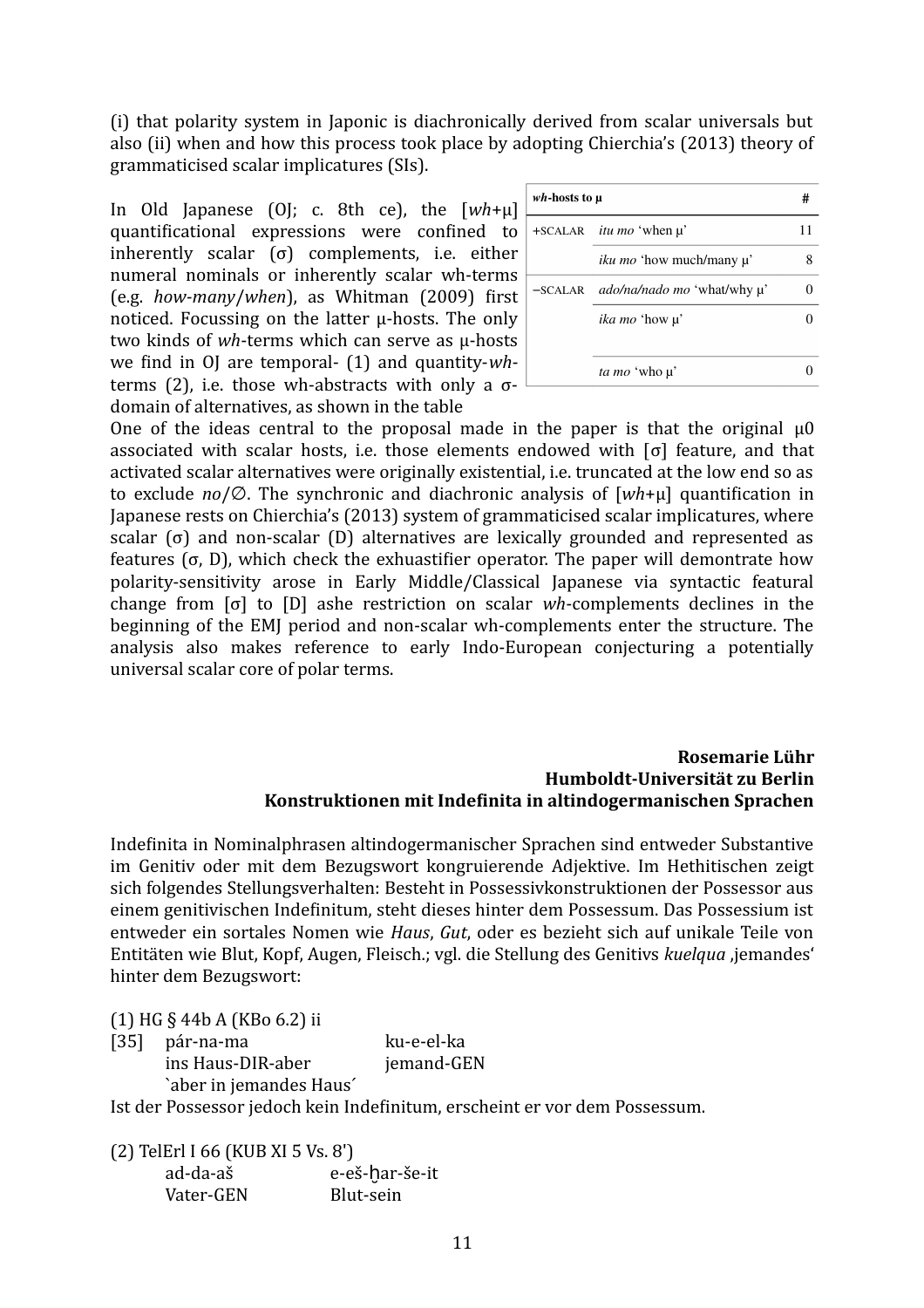(i) that polarity system in Japonic is diachronically derived from scalar universals but also (ii) when and how this process took place by adopting Chierchia's (2013) theory of grammaticised scalar implicatures (SIs).

In Old Japanese (OJ; c. 8th ce), the [*wh*+μ] quantificational expressions were confined to inherently scalar (σ) complements, i.e. either numeral nominals or inherently scalar wh-terms (e.g. *how-many*/*when*), as Whitman (2009) first noticed. Focussing on the latter μ-hosts. The only two kinds of *wh*-terms which can serve as μ-hosts we find in OJ are temporal- (1) and quantity-*wh*-terms (2), i.e. those wh-abstracts with only a σ-domain of alternatives, as shown in the table

| *wh*-hosts to μ | | # |
|---|---|---|
| +SCALAR | *itu mo* 'when μ' | 11 |
| | *iku mo* 'how much/many μ' | 8 |
| −SCALAR | *ado/na/nado mo* 'what/why μ' | 0 |
| | *ika mo* 'how μ' | 0 |
| | *ta mo* 'who μ' | 0 |

One of the ideas central to the proposal made in the paper is that the original μ0 associated with scalar hosts, i.e. those elements endowed with [σ] feature, and that activated scalar alternatives were originally existential, i.e. truncated at the low end so as to exclude *no*/∅. The synchronic and diachronic analysis of [*wh*+μ] quantification in Japanese rests on Chierchia's (2013) system of grammaticised scalar implicatures, where scalar (σ) and non-scalar (D) alternatives are lexically grounded and represented as features (σ, D), which check the exhuastifier operator. The paper will demontrate how polarity-sensitivity arose in Early Middle/Classical Japanese via syntactic featural change from [σ] to [D] ashe restriction on scalar *wh*-complements declines in the beginning of the EMJ period and non-scalar wh-complements enter the structure. The analysis also makes reference to early Indo-European conjecturing a potentially universal scalar core of polar terms.

**Rosemarie Lühr**
**Humboldt-Universität zu Berlin**
**Konstruktionen mit Indefinita in altindogermanischen Sprachen**

Indefinita in Nominalphrasen altindogermanischer Sprachen sind entweder Substantive im Genitiv oder mit dem Bezugswort kongruierende Adjektive. Im Hethitischen zeigt sich folgendes Stellungsverhalten: Besteht in Possessivkonstruktionen der Possessor aus einem genitivischen Indefinitum, steht dieses hinter dem Possessum. Das Possessium ist entweder ein sortales Nomen wie *Haus*, *Gut*, oder es bezieht sich auf unikale Teile von Entitäten wie Blut, Kopf, Augen, Fleisch.; vgl. die Stellung des Genitivs *kuelqua* ,jemandes' hinter dem Bezugswort:

(1) HG § 44b A (KBo 6.2) ii

[35] pár-na-ma ku-e-el-ka
ins Haus-DIR-aber jemand-GEN
`aber in jemandes Haus´

Ist der Possessor jedoch kein Indefinitum, erscheint er vor dem Possessum.

(2) TelErl I 66 (KUB XI 5 Vs. 8')
ad-da-aš e-eš-ḫ̮ar-še-it
Vater-GEN Blut-sein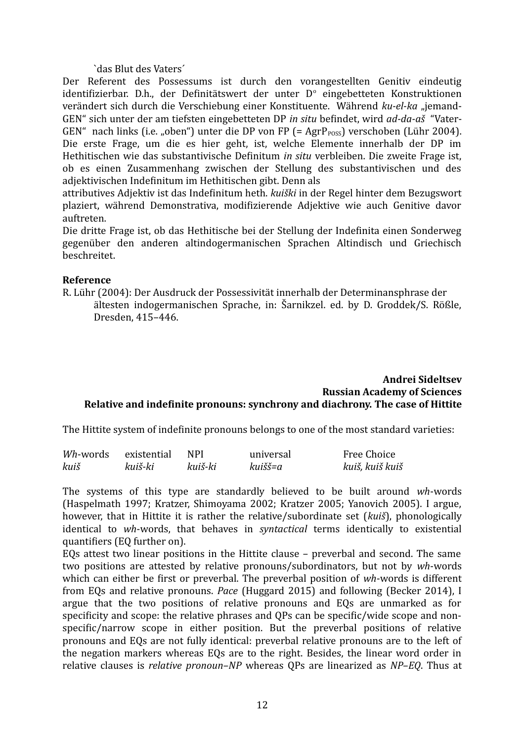`das Blut des Vaters´

Der Referent des Possessums ist durch den vorangestellten Genitiv eindeutig identifizierbar. D.h., der Definitätswert der unter D° eingebetteten Konstruktionen verändert sich durch die Verschiebung einer Konstituente. Während *ku-el-ka* „jemand-GEN" sich unter der am tiefsten eingebetteten DP *in situ* befindet, wird *ad-da-aš* "Vater-GEN" nach links (i.e. „oben") unter die DP von FP (= $AgrP_{POSS}$) verschoben (Lühr 2004). Die erste Frage, um die es hier geht, ist, welche Elemente innerhalb der DP im Hethitischen wie das substantivische Definitum *in situ* verbleiben. Die zweite Frage ist, ob es einen Zusammenhang zwischen der Stellung des substantivischen und des adjektivischen Indefinitum im Hethitischen gibt. Denn als
attributives Adjektiv ist das Indefinitum heth. *kuiški* in der Regel hinter dem Bezugswort plaziert, während Demonstrativa, modifizierende Adjektive wie auch Genitive davor auftreten.

Die dritte Frage ist, ob das Hethitische bei der Stellung der Indefinita einen Sonderweg gegenüber den anderen altindogermanischen Sprachen Altindisch und Griechisch beschreitet.

**Reference**

R. Lühr (2004): Der Ausdruck der Possessivität innerhalb der Determinansphrase der ältesten indogermanischen Sprache, in: Šarnikzel. ed. by D. Groddek/S. Rößle, Dresden, 415–446.

**Andrei Sideltsev**
**Russian Academy of Sciences**

## Relative and indefinite pronouns: synchrony and diachrony. The case of Hittite

The Hittite system of indefinite pronouns belongs to one of the most standard varieties:

| *Wh*-words | existential | NPI | universal | Free Choice |
|---|---|---|---|---|
| *kuiš* | *kuiš-ki* | *kuiš-ki* | *kuišš=a* | *kuiš, kuiš kuiš* |

The systems of this type are standardly believed to be built around *wh*-words (Haspelmath 1997; Kratzer, Shimoyama 2002; Kratzer 2005; Yanovich 2005). I argue, however, that in Hittite it is rather the relative/subordinate set (*kuiš*), phonologically identical to *wh*-words, that behaves in *syntactical* terms identically to existential quantifiers (EQ further on).

EQs attest two linear positions in the Hittite clause – preverbal and second. The same two positions are attested by relative pronouns/subordinators, but not by *wh*-words which can either be first or preverbal. The preverbal position of *wh*-words is different from EQs and relative pronouns. *Pace* (Huggard 2015) and following (Becker 2014), I argue that the two positions of relative pronouns and EQs are unmarked as for specificity and scope: the relative phrases and QPs can be specific/wide scope and non-specific/narrow scope in either position. But the preverbal positions of relative pronouns and EQs are not fully identical: preverbal relative pronouns are to the left of the negation markers whereas EQs are to the right. Besides, the linear word order in relative clauses is *relative pronoun–NP* whereas QPs are linearized as *NP–EQ*. Thus at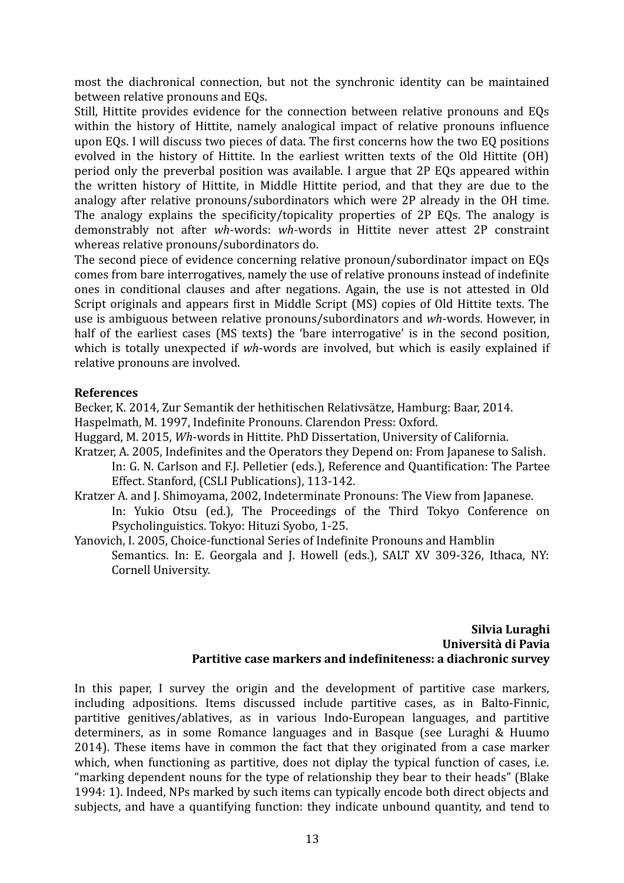most the diachronical connection, but not the synchronic identity can be maintained between relative pronouns and EQs.

Still, Hittite provides evidence for the connection between relative pronouns and EQs within the history of Hittite, namely analogical impact of relative pronouns influence upon EQs. I will discuss two pieces of data. The first concerns how the two EQ positions evolved in the history of Hittite. In the earliest written texts of the Old Hittite (OH) period only the preverbal position was available. I argue that 2P EQs appeared within the written history of Hittite, in Middle Hittite period, and that they are due to the analogy after relative pronouns/subordinators which were 2P already in the OH time. The analogy explains the specificity/topicality properties of 2P EQs. The analogy is demonstrably not after *wh*-words: *wh*-words in Hittite never attest 2P constraint whereas relative pronouns/subordinators do.

The second piece of evidence concerning relative pronoun/subordinator impact on EQs comes from bare interrogatives, namely the use of relative pronouns instead of indefinite ones in conditional clauses and after negations. Again, the use is not attested in Old Script originals and appears first in Middle Script (MS) copies of Old Hittite texts. The use is ambiguous between relative pronouns/subordinators and *wh*-words. However, in half of the earliest cases (MS texts) the 'bare interrogative' is in the second position, which is totally unexpected if *wh*-words are involved, but which is easily explained if relative pronouns are involved.

**References**

Becker, K. 2014, Zur Semantik der hethitischen Relativsätze, Hamburg: Baar, 2014.

Haspelmath, M. 1997, Indefinite Pronouns. Clarendon Press: Oxford.

Huggard, M. 2015, *Wh*-words in Hittite. PhD Dissertation, University of California.

Kratzer, A. 2005, Indefinites and the Operators they Depend on: From Japanese to Salish. In: G. N. Carlson and F.J. Pelletier (eds.), Reference and Quantification: The Partee Effect. Stanford, (CSLI Publications), 113-142.

Kratzer A. and J. Shimoyama, 2002, Indeterminate Pronouns: The View from Japanese. In: Yukio Otsu (ed.), The Proceedings of the Third Tokyo Conference on Psycholinguistics. Tokyo: Hituzi Syobo, 1-25.

Yanovich, I. 2005, Choice-functional Series of Indefinite Pronouns and Hamblin Semantics. In: E. Georgala and J. Howell (eds.), SALT XV 309-326, Ithaca, NY: Cornell University.

**Silvia Luraghi**
**Università di Pavia**
**Partitive case markers and indefiniteness: a diachronic survey**

In this paper, I survey the origin and the development of partitive case markers, including adpositions. Items discussed include partitive cases, as in Balto-Finnic, partitive genitives/ablatives, as in various Indo-European languages, and partitive determiners, as in some Romance languages and in Basque (see Luraghi & Huumo 2014). These items have in common the fact that they originated from a case marker which, when functioning as partitive, does not diplay the typical function of cases, i.e. "marking dependent nouns for the type of relationship they bear to their heads" (Blake 1994: 1). Indeed, NPs marked by such items can typically encode both direct objects and subjects, and have a quantifying function: they indicate unbound quantity, and tend to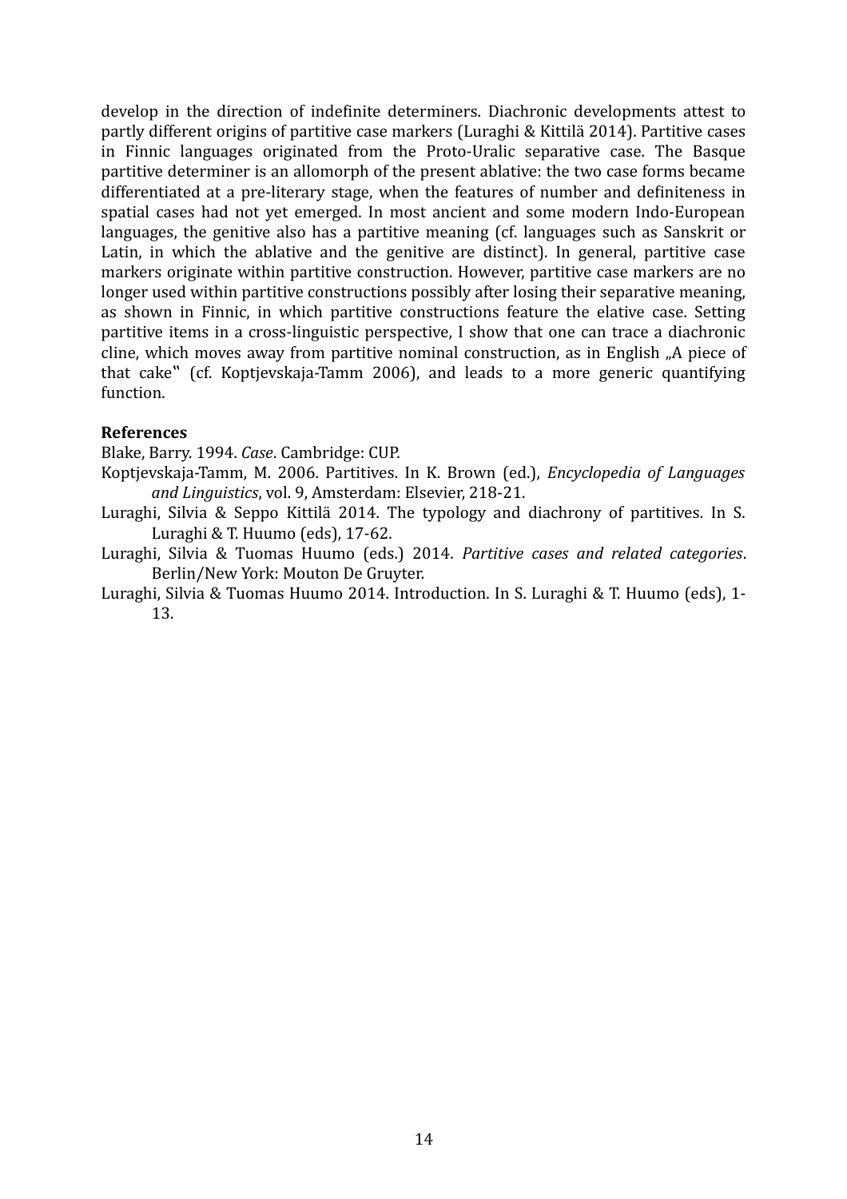develop in the direction of indefinite determiners. Diachronic developments attest to partly different origins of partitive case markers (Luraghi & Kittilä 2014). Partitive cases in Finnic languages originated from the Proto-Uralic separative case. The Basque partitive determiner is an allomorph of the present ablative: the two case forms became differentiated at a pre-literary stage, when the features of number and definiteness in spatial cases had not yet emerged. In most ancient and some modern Indo-European languages, the genitive also has a partitive meaning (cf. languages such as Sanskrit or Latin, in which the ablative and the genitive are distinct). In general, partitive case markers originate within partitive construction. However, partitive case markers are no longer used within partitive constructions possibly after losing their separative meaning, as shown in Finnic, in which partitive constructions feature the elative case. Setting partitive items in a cross-linguistic perspective, I show that one can trace a diachronic cline, which moves away from partitive nominal construction, as in English „A piece of that cake" (cf. Koptjevskaja-Tamm 2006), and leads to a more generic quantifying function.

**References**

Blake, Barry. 1994. *Case*. Cambridge: CUP.

Koptjevskaja-Tamm, M. 2006. Partitives. In K. Brown (ed.), *Encyclopedia of Languages and Linguistics*, vol. 9, Amsterdam: Elsevier, 218-21.

Luraghi, Silvia & Seppo Kittilä 2014. The typology and diachrony of partitives. In S. Luraghi & T. Huumo (eds), 17-62.

Luraghi, Silvia & Tuomas Huumo (eds.) 2014. *Partitive cases and related categories*. Berlin/New York: Mouton De Gruyter.

Luraghi, Silvia & Tuomas Huumo 2014. Introduction. In S. Luraghi & T. Huumo (eds), 1-13.